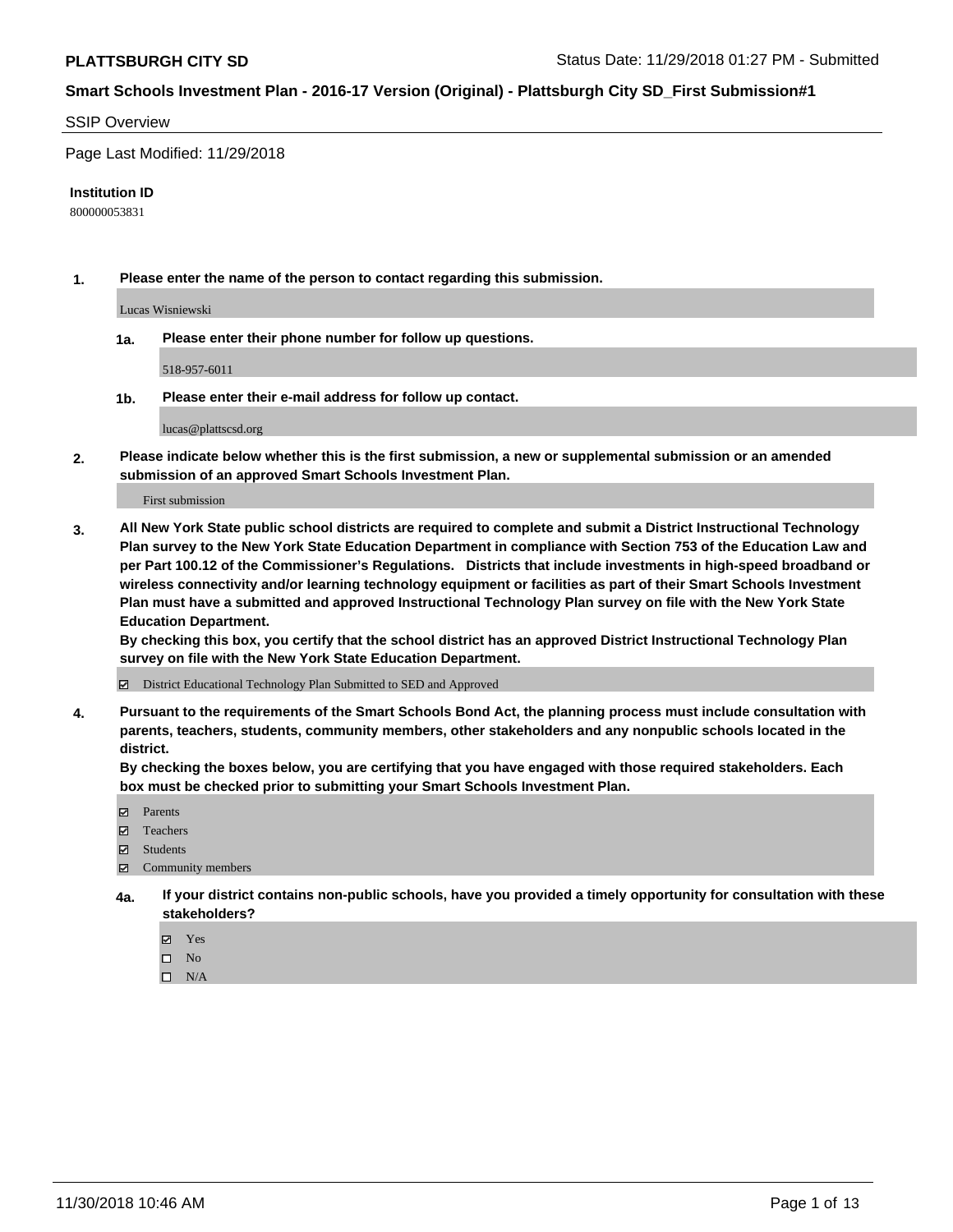# Smart Schools Investment Plan - 2016-17 Version (Original) - Plattsburgh City SD_First Submission#1

**PLATTSBURGH CITY SD** — Status Date: 11/29/2018 01:27 PM - Submitted

## SSIP Overview

Page Last Modified: 11/29/2018

**Institution ID**

800000053831

**1. Please enter the name of the person to contact regarding this submission.**

Lucas Wisniewski

**1a. Please enter their phone number for follow up questions.**

518-957-6011

**1b. Please enter their e-mail address for follow up contact.**

lucas@plattscsd.org

**2. Please indicate below whether this is the first submission, a new or supplemental submission or an amended submission of an approved Smart Schools Investment Plan.**

First submission

**3. All New York State public school districts are required to complete and submit a District Instructional Technology Plan survey to the New York State Education Department in compliance with Section 753 of the Education Law and per Part 100.12 of the Commissioner's Regulations. Districts that include investments in high-speed broadband or wireless connectivity and/or learning technology equipment or facilities as part of their Smart Schools Investment Plan must have a submitted and approved Instructional Technology Plan survey on file with the New York State Education Department.**

**By checking this box, you certify that the school district has an approved District Instructional Technology Plan survey on file with the New York State Education Department.**

☑ District Educational Technology Plan Submitted to SED and Approved

**4. Pursuant to the requirements of the Smart Schools Bond Act, the planning process must include consultation with parents, teachers, students, community members, other stakeholders and any nonpublic schools located in the district.**

**By checking the boxes below, you are certifying that you have engaged with those required stakeholders. Each box must be checked prior to submitting your Smart Schools Investment Plan.**

☑ Parents
☑ Teachers
☑ Students
☑ Community members

**4a. If your district contains non-public schools, have you provided a timely opportunity for consultation with these stakeholders?**

☑ Yes
☐ No
☐ N/A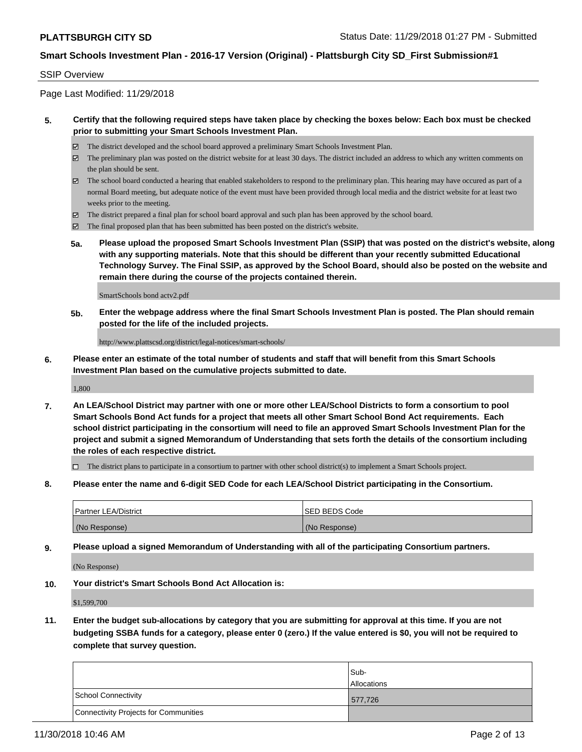PLATTSBURGH CITY SD

Status Date: 11/29/2018 01:27 PM - Submitted

**Smart Schools Investment Plan - 2016-17 Version (Original) - Plattsburgh City SD_First Submission#1**

SSIP Overview

Page Last Modified: 11/29/2018

**5. Certify that the following required steps have taken place by checking the boxes below: Each box must be checked prior to submitting your Smart Schools Investment Plan.**

- ☑ The district developed and the school board approved a preliminary Smart Schools Investment Plan.
- ☑ The preliminary plan was posted on the district website for at least 30 days. The district included an address to which any written comments on the plan should be sent.
- ☑ The school board conducted a hearing that enabled stakeholders to respond to the preliminary plan. This hearing may have occured as part of a normal Board meeting, but adequate notice of the event must have been provided through local media and the district website for at least two weeks prior to the meeting.
- ☑ The district prepared a final plan for school board approval and such plan has been approved by the school board.
- ☑ The final proposed plan that has been submitted has been posted on the district's website.

**5a. Please upload the proposed Smart Schools Investment Plan (SSIP) that was posted on the district's website, along with any supporting materials. Note that this should be different than your recently submitted Educational Technology Survey. The Final SSIP, as approved by the School Board, should also be posted on the website and remain there during the course of the projects contained therein.**

SmartSchools bond actv2.pdf

**5b. Enter the webpage address where the final Smart Schools Investment Plan is posted. The Plan should remain posted for the life of the included projects.**

http://www.plattscsd.org/district/legal-notices/smart-schools/

**6. Please enter an estimate of the total number of students and staff that will benefit from this Smart Schools Investment Plan based on the cumulative projects submitted to date.**

1,800

**7. An LEA/School District may partner with one or more other LEA/School Districts to form a consortium to pool Smart Schools Bond Act funds for a project that meets all other Smart School Bond Act requirements. Each school district participating in the consortium will need to file an approved Smart Schools Investment Plan for the project and submit a signed Memorandum of Understanding that sets forth the details of the consortium including the roles of each respective district.**

- ☐ The district plans to participate in a consortium to partner with other school district(s) to implement a Smart Schools project.

**8. Please enter the name and 6-digit SED Code for each LEA/School District participating in the Consortium.**

| Partner LEA/District | SED BEDS Code |
|---|---|
| (No Response) | (No Response) |

**9. Please upload a signed Memorandum of Understanding with all of the participating Consortium partners.**

(No Response)

**10. Your district's Smart Schools Bond Act Allocation is:**

$1,599,700

**11. Enter the budget sub-allocations by category that you are submitting for approval at this time. If you are not budgeting SSBA funds for a category, please enter 0 (zero.) If the value entered is $0, you will not be required to complete that survey question.**

| | Sub-Allocations |
|---|---|
| School Connectivity | 577,726 |
| Connectivity Projects for Communities | |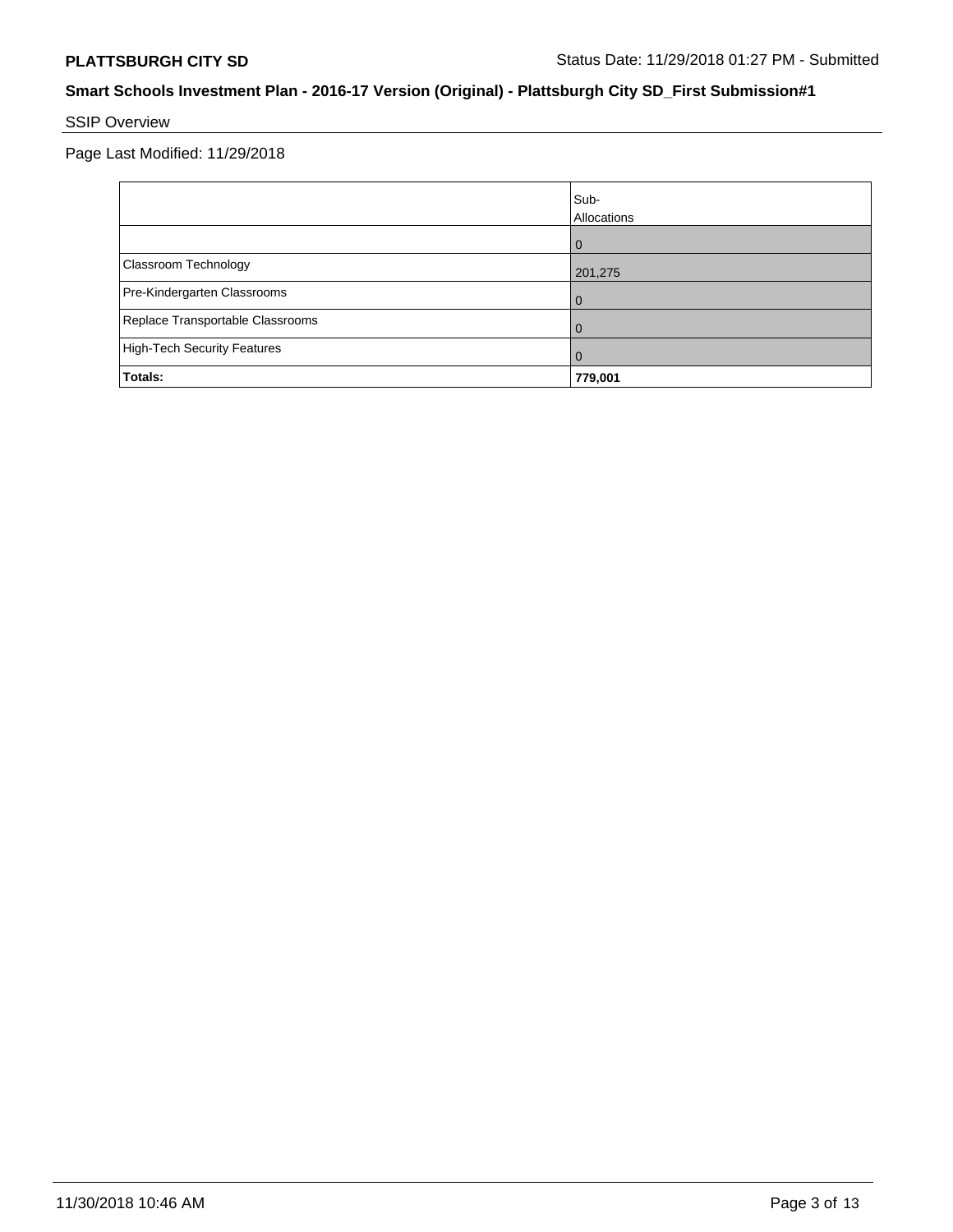## Smart Schools Investment Plan - 2016-17 Version (Original) - Plattsburgh City SD_First Submission#1

SSIP Overview

Page Last Modified: 11/29/2018

| | Sub-Allocations |
|---|---|
| | 0 |
| Classroom Technology | 201,275 |
| Pre-Kindergarten Classrooms | 0 |
| Replace Transportable Classrooms | 0 |
| High-Tech Security Features | 0 |
| **Totals:** | **779,001** |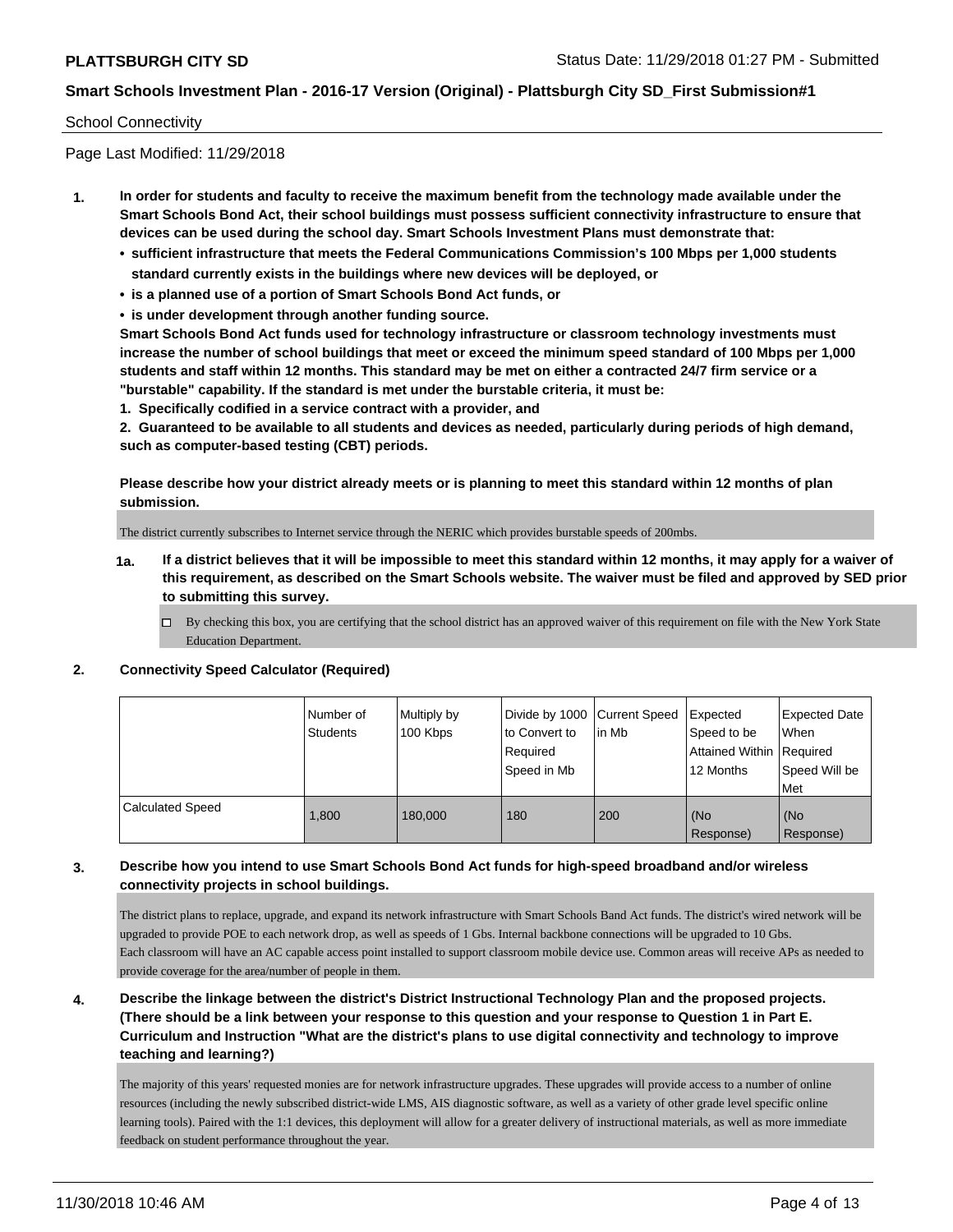School Connectivity

Page Last Modified: 11/29/2018

1. **In order for students and faculty to receive the maximum benefit from the technology made available under the Smart Schools Bond Act, their school buildings must possess sufficient connectivity infrastructure to ensure that devices can be used during the school day. Smart Schools Investment Plans must demonstrate that:**
   - **sufficient infrastructure that meets the Federal Communications Commission's 100 Mbps per 1,000 students standard currently exists in the buildings where new devices will be deployed, or**
   - **is a planned use of a portion of Smart Schools Bond Act funds, or**
   - **is under development through another funding source.**

   **Smart Schools Bond Act funds used for technology infrastructure or classroom technology investments must increase the number of school buildings that meet or exceed the minimum speed standard of 100 Mbps per 1,000 students and staff within 12 months. This standard may be met on either a contracted 24/7 firm service or a "burstable" capability. If the standard is met under the burstable criteria, it must be:**

   **1. Specifically codified in a service contract with a provider, and**

   **2. Guaranteed to be available to all students and devices as needed, particularly during periods of high demand, such as computer-based testing (CBT) periods.**

   **Please describe how your district already meets or is planning to meet this standard within 12 months of plan submission.**

   The district currently subscribes to Internet service through the NERIC which provides burstable speeds of 200mbs.

   **1a. If a district believes that it will be impossible to meet this standard within 12 months, it may apply for a waiver of this requirement, as described on the Smart Schools website. The waiver must be filed and approved by SED prior to submitting this survey.**

   ☐ By checking this box, you are certifying that the school district has an approved waiver of this requirement on file with the New York State Education Department.

2. **Connectivity Speed Calculator (Required)**

| | Number of Students | Multiply by 100 Kbps | Divide by 1000 to Convert to Required Speed in Mb | Current Speed in Mb | Expected Speed to be Attained Within 12 Months | Expected Date When Required Speed Will be Met |
|---|---|---|---|---|---|---|
| Calculated Speed | 1,800 | 180,000 | 180 | 200 | (No Response) | (No Response) |

3. **Describe how you intend to use Smart Schools Bond Act funds for high-speed broadband and/or wireless connectivity projects in school buildings.**

   The district plans to replace, upgrade, and expand its network infrastructure with Smart Schools Band Act funds. The district's wired network will be upgraded to provide POE to each network drop, as well as speeds of 1 Gbs. Internal backbone connections will be upgraded to 10 Gbs.
   Each classroom will have an AC capable access point installed to support classroom mobile device use. Common areas will receive APs as needed to provide coverage for the area/number of people in them.

4. **Describe the linkage between the district's District Instructional Technology Plan and the proposed projects. (There should be a link between your response to this question and your response to Question 1 in Part E. Curriculum and Instruction "What are the district's plans to use digital connectivity and technology to improve teaching and learning?)**

   The majority of this years' requested monies are for network infrastructure upgrades. These upgrades will provide access to a number of online resources (including the newly subscribed district-wide LMS, AIS diagnostic software, as well as a variety of other grade level specific online learning tools). Paired with the 1:1 devices, this deployment will allow for a greater delivery of instructional materials, as well as more immediate feedback on student performance throughout the year.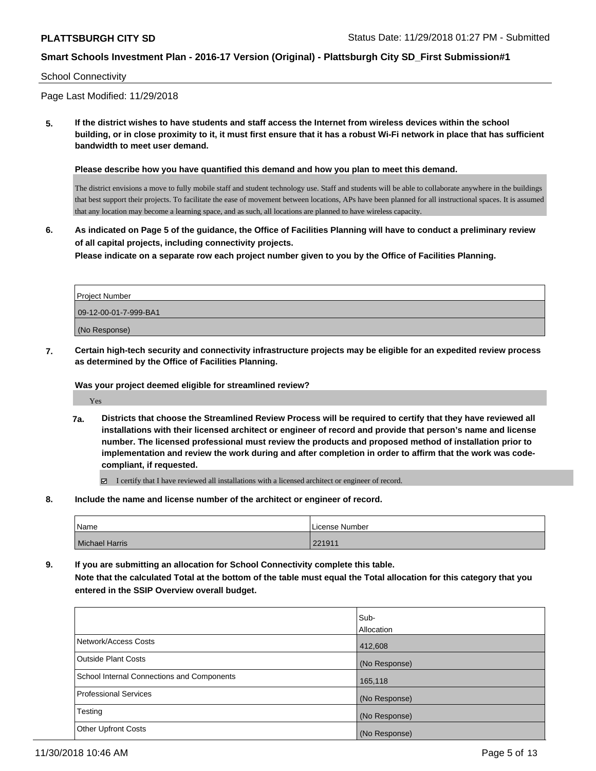School Connectivity

Page Last Modified: 11/29/2018

**5. If the district wishes to have students and staff access the Internet from wireless devices within the school building, or in close proximity to it, it must first ensure that it has a robust Wi-Fi network in place that has sufficient bandwidth to meet user demand.**

**Please describe how you have quantified this demand and how you plan to meet this demand.**

The district envisions a move to fully mobile staff and student technology use. Staff and students will be able to collaborate anywhere in the buildings that best support their projects. To facilitate the ease of movement between locations, APs have been planned for all instructional spaces. It is assumed that any location may become a learning space, and as such, all locations are planned to have wireless capacity.

**6. As indicated on Page 5 of the guidance, the Office of Facilities Planning will have to conduct a preliminary review of all capital projects, including connectivity projects.**
**Please indicate on a separate row each project number given to you by the Office of Facilities Planning.**

| Project Number |
|---|
| 09-12-00-01-7-999-BA1 |
| (No Response) |

**7. Certain high-tech security and connectivity infrastructure projects may be eligible for an expedited review process as determined by the Office of Facilities Planning.**

**Was your project deemed eligible for streamlined review?**

Yes

**7a. Districts that choose the Streamlined Review Process will be required to certify that they have reviewed all installations with their licensed architect or engineer of record and provide that person's name and license number. The licensed professional must review the products and proposed method of installation prior to implementation and review the work during and after completion in order to affirm that the work was code-compliant, if requested.**

☑ I certify that I have reviewed all installations with a licensed architect or engineer of record.

**8. Include the name and license number of the architect or engineer of record.**

| Name | License Number |
|---|---|
| Michael Harris | 221911 |

**9. If you are submitting an allocation for School Connectivity complete this table.**
**Note that the calculated Total at the bottom of the table must equal the Total allocation for this category that you entered in the SSIP Overview overall budget.**

| | Sub-Allocation |
|---|---|
| Network/Access Costs | 412,608 |
| Outside Plant Costs | (No Response) |
| School Internal Connections and Components | 165,118 |
| Professional Services | (No Response) |
| Testing | (No Response) |
| Other Upfront Costs | (No Response) |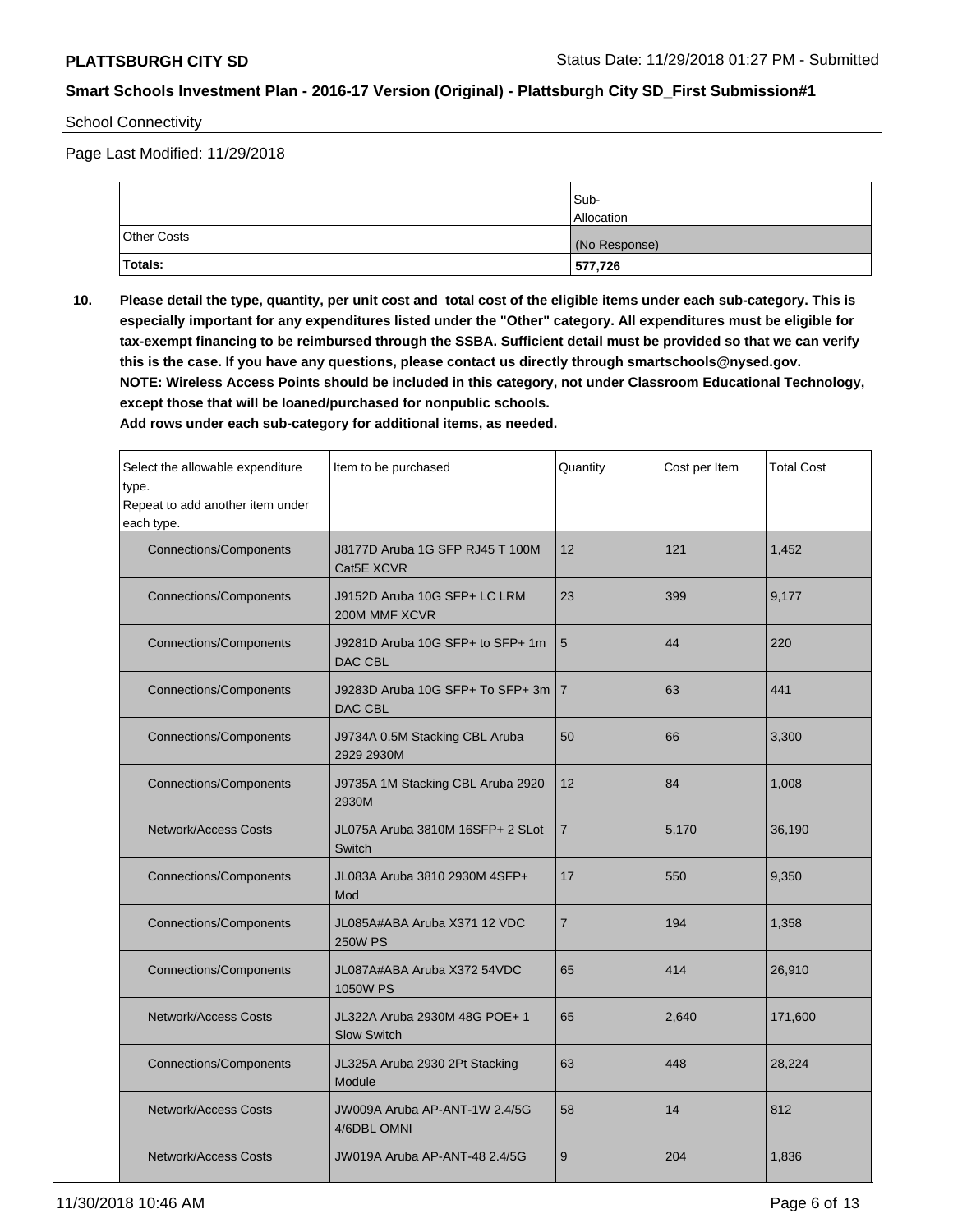School Connectivity

Page Last Modified: 11/29/2018

| | Sub-Allocation |
|---|---|
| Other Costs | (No Response) |
| **Totals:** | **577,726** |

**10. Please detail the type, quantity, per unit cost and total cost of the eligible items under each sub-category. This is especially important for any expenditures listed under the "Other" category. All expenditures must be eligible for tax-exempt financing to be reimbursed through the SSBA. Sufficient detail must be provided so that we can verify this is the case. If you have any questions, please contact us directly through smartschools@nysed.gov.**
**NOTE: Wireless Access Points should be included in this category, not under Classroom Educational Technology, except those that will be loaned/purchased for nonpublic schools.**
**Add rows under each sub-category for additional items, as needed.**

| Select the allowable expenditure type. Repeat to add another item under each type. | Item to be purchased | Quantity | Cost per Item | Total Cost |
|---|---|---|---|---|
| Connections/Components | J8177D Aruba 1G SFP RJ45 T 100M Cat5E XCVR | 12 | 121 | 1,452 |
| Connections/Components | J9152D Aruba 10G SFP+ LC LRM 200M MMF XCVR | 23 | 399 | 9,177 |
| Connections/Components | J9281D Aruba 10G SFP+ to SFP+ 1m DAC CBL | 5 | 44 | 220 |
| Connections/Components | J9283D Aruba 10G SFP+ To SFP+ 3m DAC CBL | 7 | 63 | 441 |
| Connections/Components | J9734A 0.5M Stacking CBL Aruba 2929 2930M | 50 | 66 | 3,300 |
| Connections/Components | J9735A 1M Stacking CBL Aruba 2920 2930M | 12 | 84 | 1,008 |
| Network/Access Costs | JL075A Aruba 3810M 16SFP+ 2 SLot Switch | 7 | 5,170 | 36,190 |
| Connections/Components | JL083A Aruba 3810 2930M 4SFP+ Mod | 17 | 550 | 9,350 |
| Connections/Components | JL085A#ABA Aruba X371 12 VDC 250W PS | 7 | 194 | 1,358 |
| Connections/Components | JL087A#ABA Aruba X372 54VDC 1050W PS | 65 | 414 | 26,910 |
| Network/Access Costs | JL322A Aruba 2930M 48G POE+ 1 Slow Switch | 65 | 2,640 | 171,600 |
| Connections/Components | JL325A Aruba 2930 2Pt Stacking Module | 63 | 448 | 28,224 |
| Network/Access Costs | JW009A Aruba AP-ANT-1W 2.4/5G 4/6DBL OMNI | 58 | 14 | 812 |
| Network/Access Costs | JW019A Aruba AP-ANT-48 2.4/5G | 9 | 204 | 1,836 |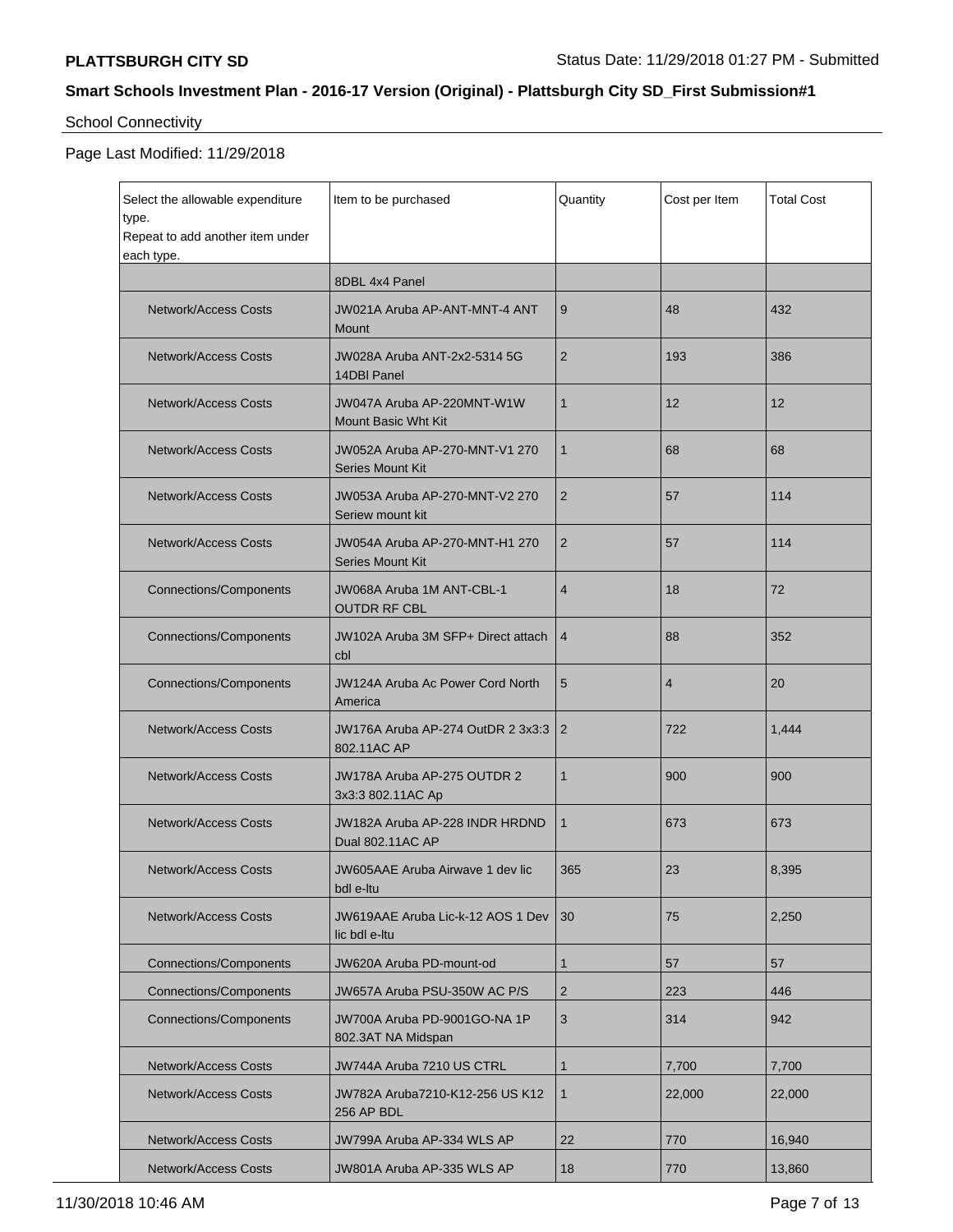School Connectivity

Page Last Modified: 11/29/2018

| Select the allowable expenditure type. Repeat to add another item under each type. | Item to be purchased | Quantity | Cost per Item | Total Cost |
|---|---|---|---|---|
| | 8DBL 4x4 Panel | | | |
| Network/Access Costs | JW021A Aruba AP-ANT-MNT-4 ANT Mount | 9 | 48 | 432 |
| Network/Access Costs | JW028A Aruba ANT-2x2-5314 5G 14DBl Panel | 2 | 193 | 386 |
| Network/Access Costs | JW047A Aruba AP-220MNT-W1W Mount Basic Wht Kit | 1 | 12 | 12 |
| Network/Access Costs | JW052A Aruba AP-270-MNT-V1 270 Series Mount Kit | 1 | 68 | 68 |
| Network/Access Costs | JW053A Aruba AP-270-MNT-V2 270 Seriew mount kit | 2 | 57 | 114 |
| Network/Access Costs | JW054A Aruba AP-270-MNT-H1 270 Series Mount Kit | 2 | 57 | 114 |
| Connections/Components | JW068A Aruba 1M ANT-CBL-1 OUTDR RF CBL | 4 | 18 | 72 |
| Connections/Components | JW102A Aruba 3M SFP+ Direct attach cbl | 4 | 88 | 352 |
| Connections/Components | JW124A Aruba Ac Power Cord North America | 5 | 4 | 20 |
| Network/Access Costs | JW176A Aruba AP-274 OutDR 2 3x3:3 802.11AC AP | 2 | 722 | 1,444 |
| Network/Access Costs | JW178A Aruba AP-275 OUTDR 2 3x3:3 802.11AC Ap | 1 | 900 | 900 |
| Network/Access Costs | JW182A Aruba AP-228 INDR HRDND Dual 802.11AC AP | 1 | 673 | 673 |
| Network/Access Costs | JW605AAE Aruba Airwave 1 dev lic bdl e-ltu | 365 | 23 | 8,395 |
| Network/Access Costs | JW619AAE Aruba Lic-k-12 AOS 1 Dev lic bdl e-ltu | 30 | 75 | 2,250 |
| Connections/Components | JW620A Aruba PD-mount-od | 1 | 57 | 57 |
| Connections/Components | JW657A Aruba PSU-350W AC P/S | 2 | 223 | 446 |
| Connections/Components | JW700A Aruba PD-9001GO-NA 1P 802.3AT NA Midspan | 3 | 314 | 942 |
| Network/Access Costs | JW744A Aruba 7210 US CTRL | 1 | 7,700 | 7,700 |
| Network/Access Costs | JW782A Aruba7210-K12-256 US K12 256 AP BDL | 1 | 22,000 | 22,000 |
| Network/Access Costs | JW799A Aruba AP-334 WLS AP | 22 | 770 | 16,940 |
| Network/Access Costs | JW801A Aruba AP-335 WLS AP | 18 | 770 | 13,860 |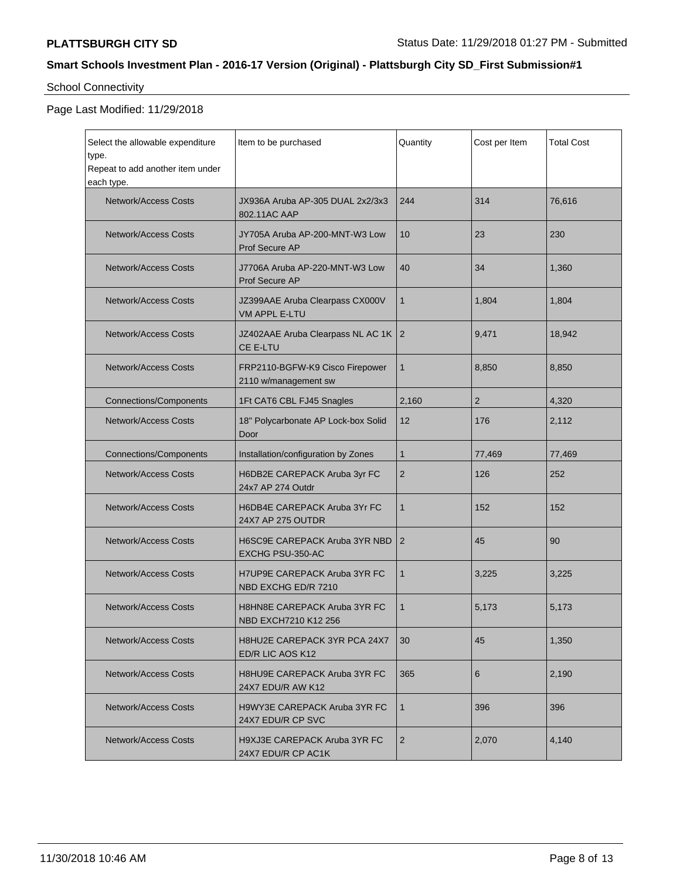School Connectivity

Page Last Modified: 11/29/2018

| Select the allowable expenditure type. Repeat to add another item under each type. | Item to be purchased | Quantity | Cost per Item | Total Cost |
|---|---|---|---|---|
| Network/Access Costs | JX936A Aruba AP-305 DUAL 2x2/3x3 802.11AC AAP | 244 | 314 | 76,616 |
| Network/Access Costs | JY705A Aruba AP-200-MNT-W3 Low Prof Secure AP | 10 | 23 | 230 |
| Network/Access Costs | J7706A Aruba AP-220-MNT-W3 Low Prof Secure AP | 40 | 34 | 1,360 |
| Network/Access Costs | JZ399AAE Aruba Clearpass CX000V VM APPL E-LTU | 1 | 1,804 | 1,804 |
| Network/Access Costs | JZ402AAE Aruba Clearpass NL AC 1K CE E-LTU | 2 | 9,471 | 18,942 |
| Network/Access Costs | FRP2110-BGFW-K9 Cisco Firepower 2110 w/management sw | 1 | 8,850 | 8,850 |
| Connections/Components | 1Ft CAT6 CBL FJ45 Snagles | 2,160 | 2 | 4,320 |
| Network/Access Costs | 18" Polycarbonate AP Lock-box Solid Door | 12 | 176 | 2,112 |
| Connections/Components | Installation/configuration by Zones | 1 | 77,469 | 77,469 |
| Network/Access Costs | H6DB2E CAREPACK Aruba 3yr FC 24x7 AP 274 Outdr | 2 | 126 | 252 |
| Network/Access Costs | H6DB4E CAREPACK Aruba 3Yr FC 24X7 AP 275 OUTDR | 1 | 152 | 152 |
| Network/Access Costs | H6SC9E CAREPACK Aruba 3YR NBD EXCHG PSU-350-AC | 2 | 45 | 90 |
| Network/Access Costs | H7UP9E CAREPACK Aruba 3YR FC NBD EXCHG ED/R 7210 | 1 | 3,225 | 3,225 |
| Network/Access Costs | H8HN8E CAREPACK Aruba 3YR FC NBD EXCH7210 K12 256 | 1 | 5,173 | 5,173 |
| Network/Access Costs | H8HU2E CAREPACK 3YR PCA 24X7 ED/R LIC AOS K12 | 30 | 45 | 1,350 |
| Network/Access Costs | H8HU9E CAREPACK Aruba 3YR FC 24X7 EDU/R AW K12 | 365 | 6 | 2,190 |
| Network/Access Costs | H9WY3E CAREPACK Aruba 3YR FC 24X7 EDU/R CP SVC | 1 | 396 | 396 |
| Network/Access Costs | H9XJ3E CAREPACK Aruba 3YR FC 24X7 EDU/R CP AC1K | 2 | 2,070 | 4,140 |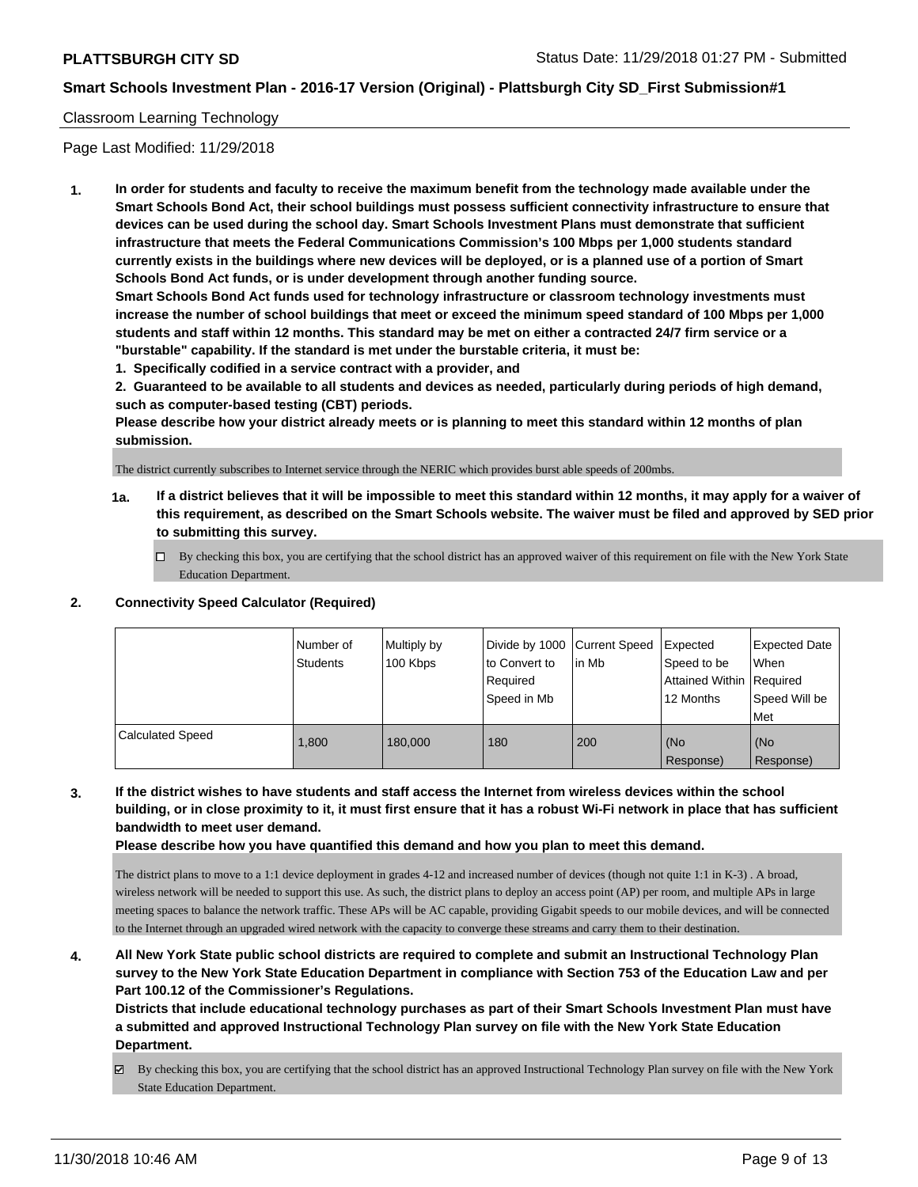Classroom Learning Technology

Page Last Modified: 11/29/2018

**1. In order for students and faculty to receive the maximum benefit from the technology made available under the Smart Schools Bond Act, their school buildings must possess sufficient connectivity infrastructure to ensure that devices can be used during the school day. Smart Schools Investment Plans must demonstrate that sufficient infrastructure that meets the Federal Communications Commission's 100 Mbps per 1,000 students standard currently exists in the buildings where new devices will be deployed, or is a planned use of a portion of Smart Schools Bond Act funds, or is under development through another funding source.**

**Smart Schools Bond Act funds used for technology infrastructure or classroom technology investments must increase the number of school buildings that meet or exceed the minimum speed standard of 100 Mbps per 1,000 students and staff within 12 months. This standard may be met on either a contracted 24/7 firm service or a "burstable" capability. If the standard is met under the burstable criteria, it must be:**

**1. Specifically codified in a service contract with a provider, and**

**2. Guaranteed to be available to all students and devices as needed, particularly during periods of high demand, such as computer-based testing (CBT) periods.**

**Please describe how your district already meets or is planning to meet this standard within 12 months of plan submission.**

The district currently subscribes to Internet service through the NERIC which provides burst able speeds of 200mbs.

**1a. If a district believes that it will be impossible to meet this standard within 12 months, it may apply for a waiver of this requirement, as described on the Smart Schools website. The waiver must be filed and approved by SED prior to submitting this survey.**

☐ By checking this box, you are certifying that the school district has an approved waiver of this requirement on file with the New York State Education Department.

**2. Connectivity Speed Calculator (Required)**

| | Number of Students | Multiply by 100 Kbps | Divide by 1000 to Convert to Required Speed in Mb | Current Speed in Mb | Expected Speed to be Attained Within 12 Months | Expected Date When Required Speed Will be Met |
|---|---|---|---|---|---|---|
| Calculated Speed | 1,800 | 180,000 | 180 | 200 | (No Response) | (No Response) |

**3. If the district wishes to have students and staff access the Internet from wireless devices within the school building, or in close proximity to it, it must first ensure that it has a robust Wi-Fi network in place that has sufficient bandwidth to meet user demand.**

**Please describe how you have quantified this demand and how you plan to meet this demand.**

The district plans to move to a 1:1 device deployment in grades 4-12 and increased number of devices (though not quite 1:1 in K-3) . A broad, wireless network will be needed to support this use. As such, the district plans to deploy an access point (AP) per room, and multiple APs in large meeting spaces to balance the network traffic. These APs will be AC capable, providing Gigabit speeds to our mobile devices, and will be connected to the Internet through an upgraded wired network with the capacity to converge these streams and carry them to their destination.

**4. All New York State public school districts are required to complete and submit an Instructional Technology Plan survey to the New York State Education Department in compliance with Section 753 of the Education Law and per Part 100.12 of the Commissioner's Regulations.**

**Districts that include educational technology purchases as part of their Smart Schools Investment Plan must have a submitted and approved Instructional Technology Plan survey on file with the New York State Education Department.**

☑ By checking this box, you are certifying that the school district has an approved Instructional Technology Plan survey on file with the New York State Education Department.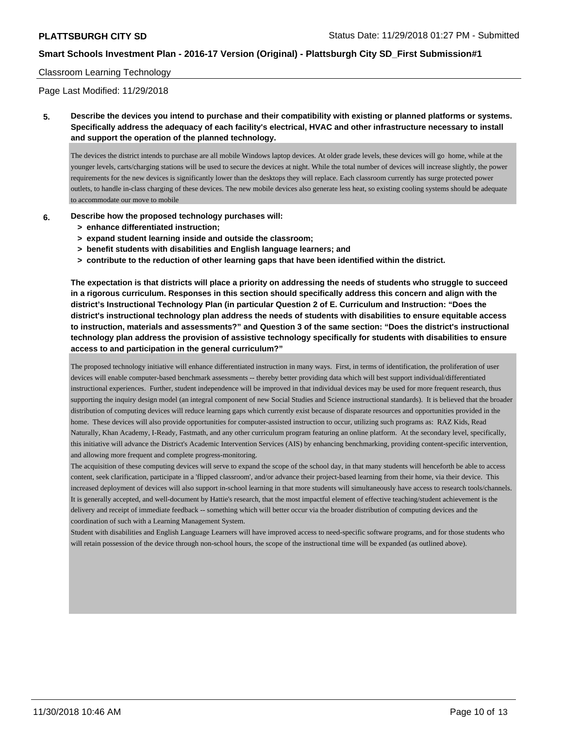Classroom Learning Technology

Page Last Modified: 11/29/2018

**5. Describe the devices you intend to purchase and their compatibility with existing or planned platforms or systems. Specifically address the adequacy of each facility's electrical, HVAC and other infrastructure necessary to install and support the operation of the planned technology.**

The devices the district intends to purchase are all mobile Windows laptop devices. At older grade levels, these devices will go home, while at the younger levels, carts/charging stations will be used to secure the devices at night. While the total number of devices will increase slightly, the power requirements for the new devices is significantly lower than the desktops they will replace. Each classroom currently has surge protected power outlets, to handle in-class charging of these devices. The new mobile devices also generate less heat, so existing cooling systems should be adequate to accommodate our move to mobile

**6. Describe how the proposed technology purchases will:**

- **> enhance differentiated instruction;**
- **> expand student learning inside and outside the classroom;**
- **> benefit students with disabilities and English language learners; and**
- **> contribute to the reduction of other learning gaps that have been identified within the district.**

**The expectation is that districts will place a priority on addressing the needs of students who struggle to succeed in a rigorous curriculum. Responses in this section should specifically address this concern and align with the district's Instructional Technology Plan (in particular Question 2 of E. Curriculum and Instruction: "Does the district's instructional technology plan address the needs of students with disabilities to ensure equitable access to instruction, materials and assessments?" and Question 3 of the same section: "Does the district's instructional technology plan address the provision of assistive technology specifically for students with disabilities to ensure access to and participation in the general curriculum?"**

The proposed technology initiative will enhance differentiated instruction in many ways. First, in terms of identification, the proliferation of user devices will enable computer-based benchmark assessments -- thereby better providing data which will best support individual/differentiated instructional experiences. Further, student independence will be improved in that individual devices may be used for more frequent research, thus supporting the inquiry design model (an integral component of new Social Studies and Science instructional standards). It is believed that the broader distribution of computing devices will reduce learning gaps which currently exist because of disparate resources and opportunities provided in the home. These devices will also provide opportunities for computer-assisted instruction to occur, utilizing such programs as: RAZ Kids, Read Naturally, Khan Academy, I-Ready, Fastmath, and any other curriculum program featuring an online platform. At the secondary level, specifically, this initiative will advance the District's Academic Intervention Services (AIS) by enhancing benchmarking, providing content-specific intervention, and allowing more frequent and complete progress-monitoring.

The acquisition of these computing devices will serve to expand the scope of the school day, in that many students will henceforth be able to access content, seek clarification, participate in a 'flipped classroom', and/or advance their project-based learning from their home, via their device. This increased deployment of devices will also support in-school learning in that more students will simultaneously have access to research tools/channels. It is generally accepted, and well-document by Hattie's research, that the most impactful element of effective teaching/student achievement is the delivery and receipt of immediate feedback -- something which will better occur via the broader distribution of computing devices and the coordination of such with a Learning Management System.

Student with disabilities and English Language Learners will have improved access to need-specific software programs, and for those students who will retain possession of the device through non-school hours, the scope of the instructional time will be expanded (as outlined above).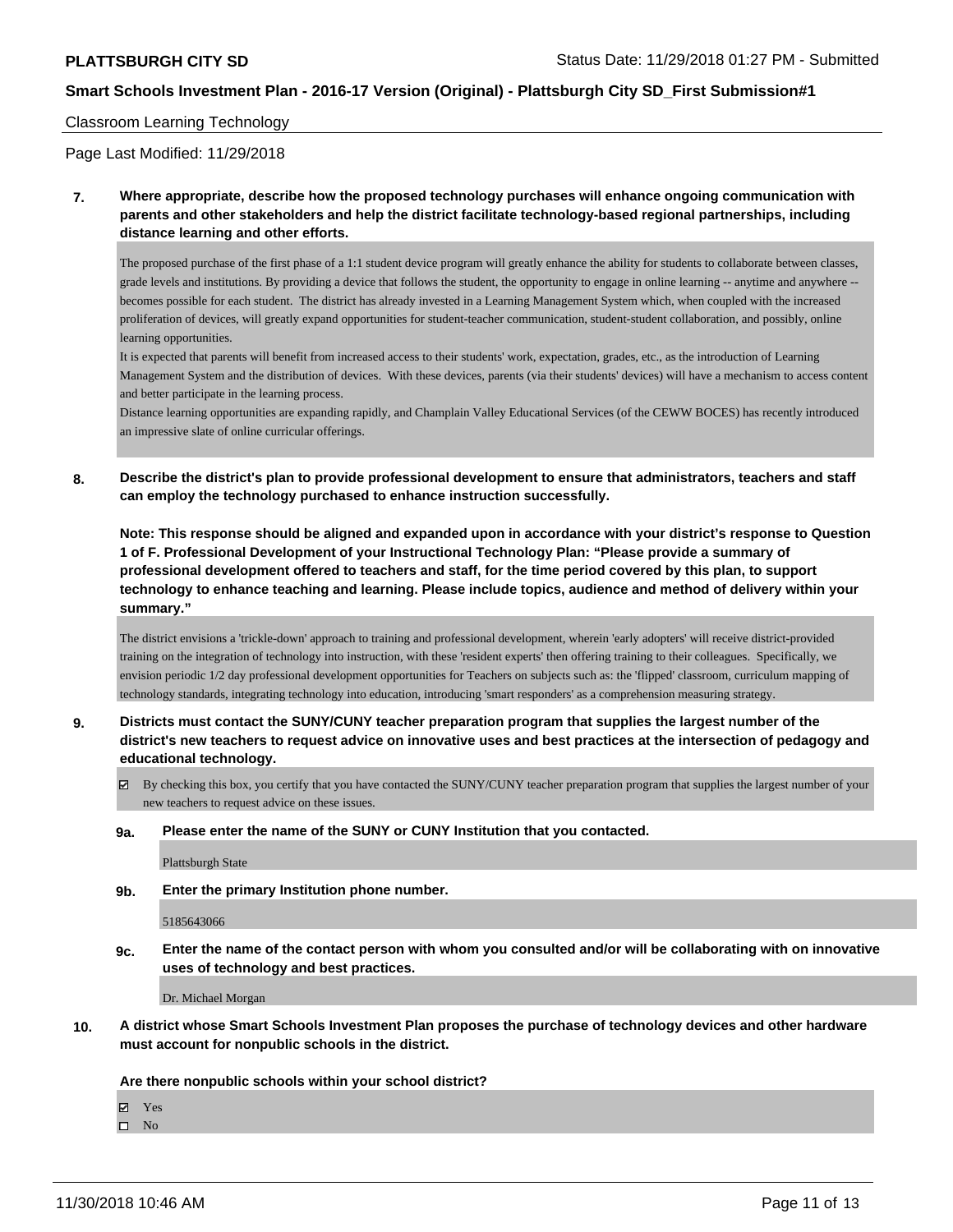Classroom Learning Technology

Page Last Modified: 11/29/2018

**7. Where appropriate, describe how the proposed technology purchases will enhance ongoing communication with parents and other stakeholders and help the district facilitate technology-based regional partnerships, including distance learning and other efforts.**

The proposed purchase of the first phase of a 1:1 student device program will greatly enhance the ability for students to collaborate between classes, grade levels and institutions. By providing a device that follows the student, the opportunity to engage in online learning -- anytime and anywhere -- becomes possible for each student. The district has already invested in a Learning Management System which, when coupled with the increased proliferation of devices, will greatly expand opportunities for student-teacher communication, student-student collaboration, and possibly, online learning opportunities.

It is expected that parents will benefit from increased access to their students' work, expectation, grades, etc., as the introduction of Learning Management System and the distribution of devices. With these devices, parents (via their students' devices) will have a mechanism to access content and better participate in the learning process.

Distance learning opportunities are expanding rapidly, and Champlain Valley Educational Services (of the CEWW BOCES) has recently introduced an impressive slate of online curricular offerings.

**8. Describe the district's plan to provide professional development to ensure that administrators, teachers and staff can employ the technology purchased to enhance instruction successfully.**

**Note: This response should be aligned and expanded upon in accordance with your district's response to Question 1 of F. Professional Development of your Instructional Technology Plan: "Please provide a summary of professional development offered to teachers and staff, for the time period covered by this plan, to support technology to enhance teaching and learning. Please include topics, audience and method of delivery within your summary."**

The district envisions a 'trickle-down' approach to training and professional development, wherein 'early adopters' will receive district-provided training on the integration of technology into instruction, with these 'resident experts' then offering training to their colleagues. Specifically, we envision periodic 1/2 day professional development opportunities for Teachers on subjects such as: the 'flipped' classroom, curriculum mapping of technology standards, integrating technology into education, introducing 'smart responders' as a comprehension measuring strategy.

**9. Districts must contact the SUNY/CUNY teacher preparation program that supplies the largest number of the district's new teachers to request advice on innovative uses and best practices at the intersection of pedagogy and educational technology.**

☑ By checking this box, you certify that you have contacted the SUNY/CUNY teacher preparation program that supplies the largest number of your new teachers to request advice on these issues.

**9a. Please enter the name of the SUNY or CUNY Institution that you contacted.**

Plattsburgh State

**9b. Enter the primary Institution phone number.**

5185643066

**9c. Enter the name of the contact person with whom you consulted and/or will be collaborating with on innovative uses of technology and best practices.**

Dr. Michael Morgan

**10. A district whose Smart Schools Investment Plan proposes the purchase of technology devices and other hardware must account for nonpublic schools in the district.**

**Are there nonpublic schools within your school district?**

☑ Yes
☐ No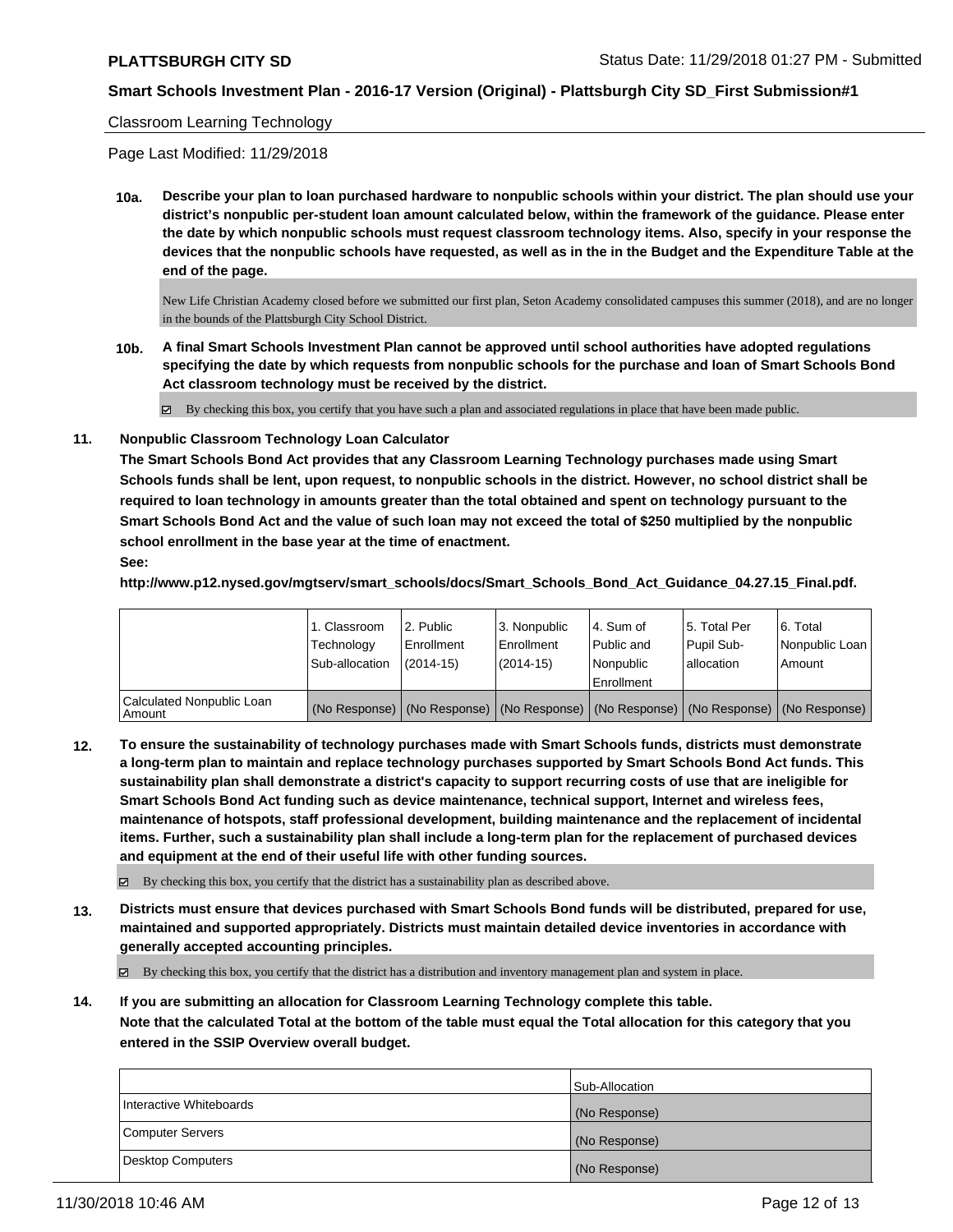Classroom Learning Technology

Page Last Modified: 11/29/2018

**10a. Describe your plan to loan purchased hardware to nonpublic schools within your district. The plan should use your district's nonpublic per-student loan amount calculated below, within the framework of the guidance. Please enter the date by which nonpublic schools must request classroom technology items. Also, specify in your response the devices that the nonpublic schools have requested, as well as in the in the Budget and the Expenditure Table at the end of the page.**

New Life Christian Academy closed before we submitted our first plan, Seton Academy consolidated campuses this summer (2018), and are no longer in the bounds of the Plattsburgh City School District.

**10b. A final Smart Schools Investment Plan cannot be approved until school authorities have adopted regulations specifying the date by which requests from nonpublic schools for the purchase and loan of Smart Schools Bond Act classroom technology must be received by the district.**

☑ By checking this box, you certify that you have such a plan and associated regulations in place that have been made public.

**11. Nonpublic Classroom Technology Loan Calculator**

**The Smart Schools Bond Act provides that any Classroom Learning Technology purchases made using Smart Schools funds shall be lent, upon request, to nonpublic schools in the district. However, no school district shall be required to loan technology in amounts greater than the total obtained and spent on technology pursuant to the Smart Schools Bond Act and the value of such loan may not exceed the total of $250 multiplied by the nonpublic school enrollment in the base year at the time of enactment.**

**See:**

**http://www.p12.nysed.gov/mgtserv/smart_schools/docs/Smart_Schools_Bond_Act_Guidance_04.27.15_Final.pdf.**

| | 1. Classroom Technology Sub-allocation | 2. Public Enrollment (2014-15) | 3. Nonpublic Enrollment (2014-15) | 4. Sum of Public and Nonpublic Enrollment | 5. Total Per Pupil Sub-allocation | 6. Total Nonpublic Loan Amount |
|---|---|---|---|---|---|---|
| Calculated Nonpublic Loan Amount | (No Response) | (No Response) | (No Response) | (No Response) | (No Response) | (No Response) |

**12. To ensure the sustainability of technology purchases made with Smart Schools funds, districts must demonstrate a long-term plan to maintain and replace technology purchases supported by Smart Schools Bond Act funds. This sustainability plan shall demonstrate a district's capacity to support recurring costs of use that are ineligible for Smart Schools Bond Act funding such as device maintenance, technical support, Internet and wireless fees, maintenance of hotspots, staff professional development, building maintenance and the replacement of incidental items. Further, such a sustainability plan shall include a long-term plan for the replacement of purchased devices and equipment at the end of their useful life with other funding sources.**

☑ By checking this box, you certify that the district has a sustainability plan as described above.

**13. Districts must ensure that devices purchased with Smart Schools Bond funds will be distributed, prepared for use, maintained and supported appropriately. Districts must maintain detailed device inventories in accordance with generally accepted accounting principles.**

☑ By checking this box, you certify that the district has a distribution and inventory management plan and system in place.

**14. If you are submitting an allocation for Classroom Learning Technology complete this table.**
**Note that the calculated Total at the bottom of the table must equal the Total allocation for this category that you entered in the SSIP Overview overall budget.**

| | Sub-Allocation |
|---|---|
| Interactive Whiteboards | (No Response) |
| Computer Servers | (No Response) |
| Desktop Computers | (No Response) |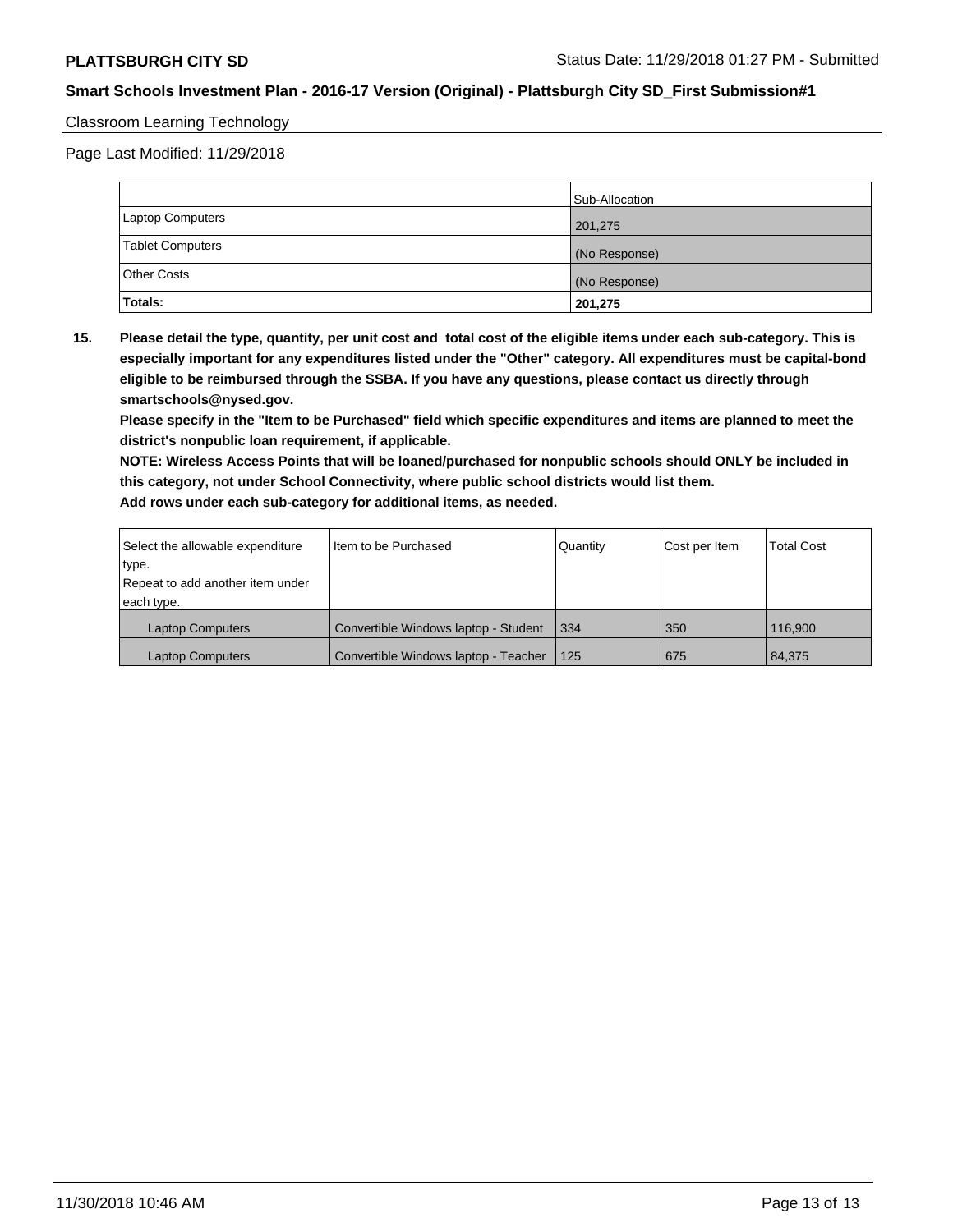Classroom Learning Technology

Page Last Modified: 11/29/2018

| | Sub-Allocation |
|---|---|
| Laptop Computers | 201,275 |
| Tablet Computers | (No Response) |
| Other Costs | (No Response) |
| **Totals:** | **201,275** |

**15. Please detail the type, quantity, per unit cost and total cost of the eligible items under each sub-category. This is especially important for any expenditures listed under the "Other" category. All expenditures must be capital-bond eligible to be reimbursed through the SSBA. If you have any questions, please contact us directly through smartschools@nysed.gov.**

**Please specify in the "Item to be Purchased" field which specific expenditures and items are planned to meet the district's nonpublic loan requirement, if applicable.**

**NOTE: Wireless Access Points that will be loaned/purchased for nonpublic schools should ONLY be included in this category, not under School Connectivity, where public school districts would list them.**

**Add rows under each sub-category for additional items, as needed.**

| Select the allowable expenditure type. Repeat to add another item under each type. | Item to be Purchased | Quantity | Cost per Item | Total Cost |
|---|---|---|---|---|
| Laptop Computers | Convertible Windows laptop - Student | 334 | 350 | 116,900 |
| Laptop Computers | Convertible Windows laptop - Teacher | 125 | 675 | 84,375 |